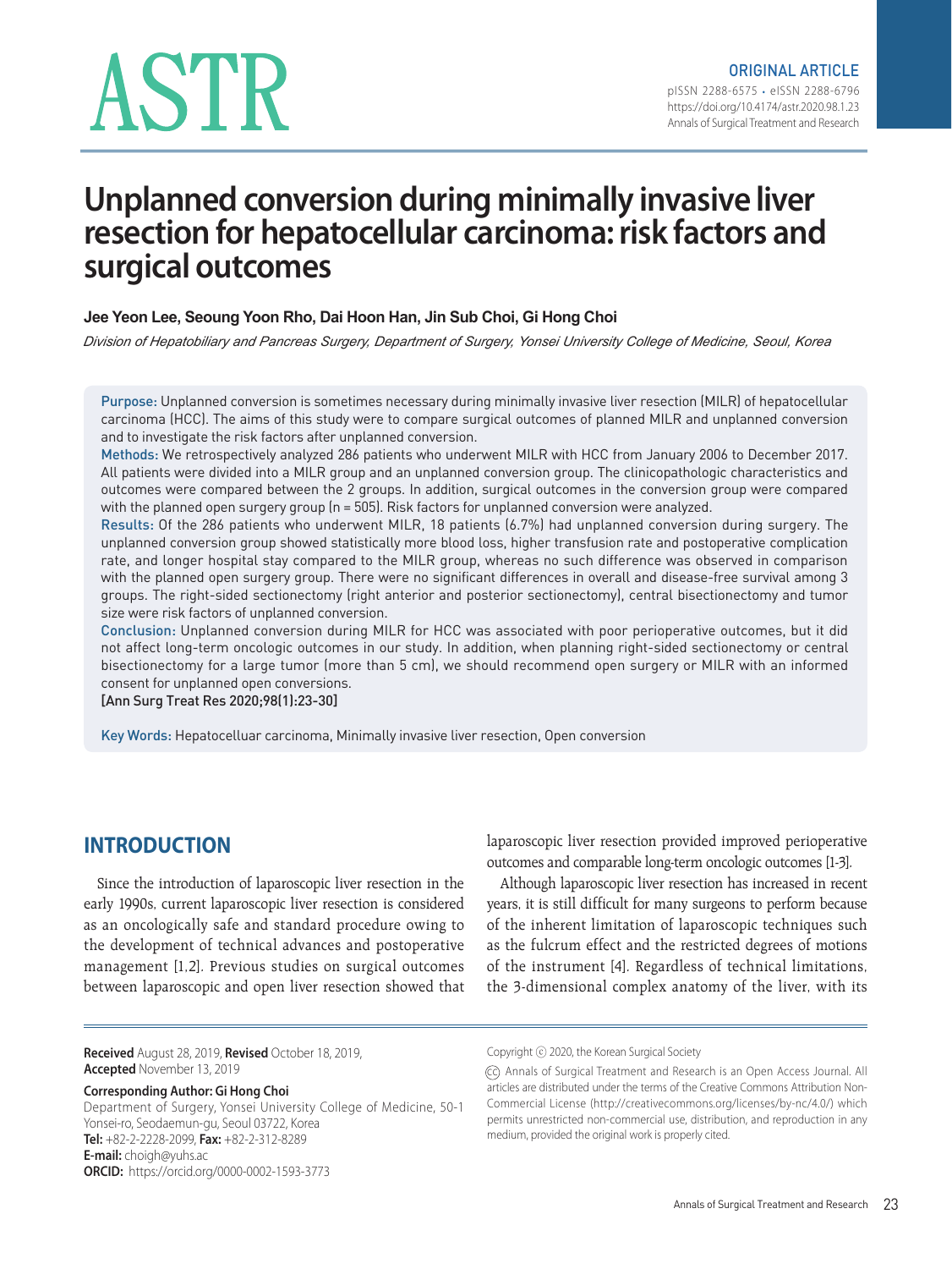ORIGINAL ARTICLE

pISSN 2288-6575 • eISSN 2288-6796
https://doi.org/10.4174/astr.2020.98.1.23
Annals of Surgical Treatment and Research

# Unplanned conversion during minimally invasive liver resection for hepatocellular carcinoma: risk factors and surgical outcomes

**Jee Yeon Lee, Seoung Yoon Rho, Dai Hoon Han, Jin Sub Choi, Gi Hong Choi**

*Division of Hepatobiliary and Pancreas Surgery, Department of Surgery, Yonsei University College of Medicine, Seoul, Korea*

**Purpose:** Unplanned conversion is sometimes necessary during minimally invasive liver resection (MILR) of hepatocellular carcinoma (HCC). The aims of this study were to compare surgical outcomes of planned MILR and unplanned conversion and to investigate the risk factors after unplanned conversion.

**Methods:** We retrospectively analyzed 286 patients who underwent MILR with HCC from January 2006 to December 2017. All patients were divided into a MILR group and an unplanned conversion group. The clinicopathologic characteristics and outcomes were compared between the 2 groups. In addition, surgical outcomes in the conversion group were compared with the planned open surgery group (n = 505). Risk factors for unplanned conversion were analyzed.

**Results:** Of the 286 patients who underwent MILR, 18 patients (6.7%) had unplanned conversion during surgery. The unplanned conversion group showed statistically more blood loss, higher transfusion rate and postoperative complication rate, and longer hospital stay compared to the MILR group, whereas no such difference was observed in comparison with the planned open surgery group. There were no significant differences in overall and disease-free survival among 3 groups. The right-sided sectionectomy (right anterior and posterior sectionectomy), central bisectionectomy and tumor size were risk factors of unplanned conversion.

**Conclusion:** Unplanned conversion during MILR for HCC was associated with poor perioperative outcomes, but it did not affect long-term oncologic outcomes in our study. In addition, when planning right-sided sectionectomy or central bisectionectomy for a large tumor (more than 5 cm), we should recommend open surgery or MILR with an informed consent for unplanned open conversions.

**[Ann Surg Treat Res 2020;98(1):23-30]**

**Key Words:** Hepatocelluar carcinoma, Minimally invasive liver resection, Open conversion

## INTRODUCTION

Since the introduction of laparoscopic liver resection in the early 1990s, current laparoscopic liver resection is considered as an oncologically safe and standard procedure owing to the development of technical advances and postoperative management [1,2]. Previous studies on surgical outcomes between laparoscopic and open liver resection showed that laparoscopic liver resection provided improved perioperative outcomes and comparable long-term oncologic outcomes [1-3].

Although laparoscopic liver resection has increased in recent years, it is still difficult for many surgeons to perform because of the inherent limitation of laparoscopic techniques such as the fulcrum effect and the restricted degrees of motions of the instrument [4]. Regardless of technical limitations, the 3-dimensional complex anatomy of the liver, with its

**Received** August 28, 2019, **Revised** October 18, 2019, **Accepted** November 13, 2019

**Corresponding Author: Gi Hong Choi**
Department of Surgery, Yonsei University College of Medicine, 50-1 Yonsei-ro, Seodaemun-gu, Seoul 03722, Korea
**Tel:** +82-2-2228-2099, **Fax:** +82-2-312-8289
**E-mail:** choigh@yuhs.ac
**ORCID:** https://orcid.org/0000-0002-1593-3773

Copyright ⓒ 2020, the Korean Surgical Society

Annals of Surgical Treatment and Research is an Open Access Journal. All articles are distributed under the terms of the Creative Commons Attribution Non-Commercial License (http://creativecommons.org/licenses/by-nc/4.0/) which permits unrestricted non-commercial use, distribution, and reproduction in any medium, provided the original work is properly cited.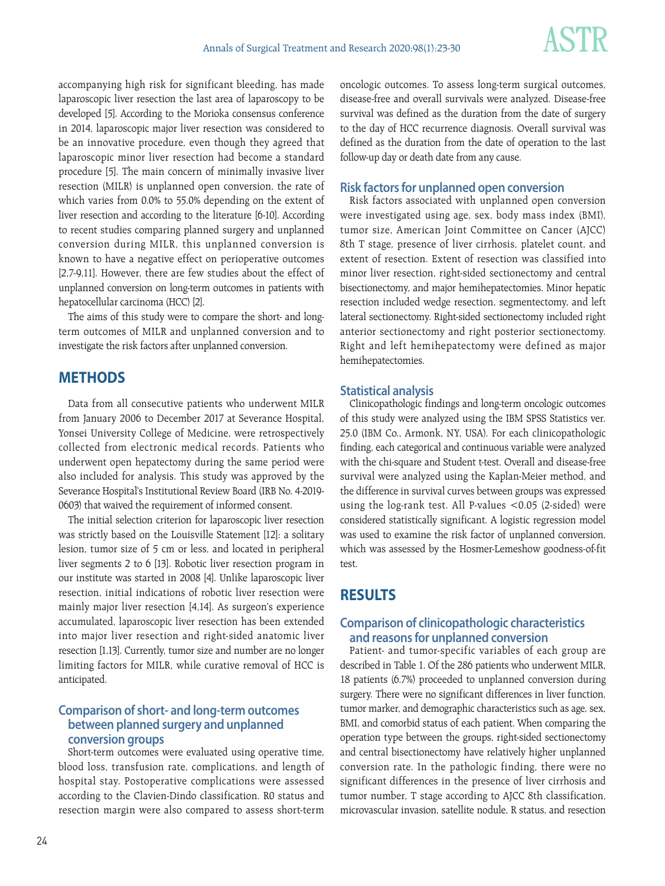accompanying high risk for significant bleeding, has made laparoscopic liver resection the last area of laparoscopy to be developed [5]. According to the Morioka consensus conference in 2014, laparoscopic major liver resection was considered to be an innovative procedure, even though they agreed that laparoscopic minor liver resection had become a standard procedure [5]. The main concern of minimally invasive liver resection (MILR) is unplanned open conversion, the rate of which varies from 0.0% to 55.0% depending on the extent of liver resection and according to the literature [6-10]. According to recent studies comparing planned surgery and unplanned conversion during MILR, this unplanned conversion is known to have a negative effect on perioperative outcomes [2,7-9,11]. However, there are few studies about the effect of unplanned conversion on long-term outcomes in patients with hepatocellular carcinoma (HCC) [2].

The aims of this study were to compare the short- and long-term outcomes of MILR and unplanned conversion and to investigate the risk factors after unplanned conversion.

## METHODS

Data from all consecutive patients who underwent MILR from January 2006 to December 2017 at Severance Hospital, Yonsei University College of Medicine, were retrospectively collected from electronic medical records. Patients who underwent open hepatectomy during the same period were also included for analysis. This study was approved by the Severance Hospital's Institutional Review Board (IRB No. 4-2019-0603) that waived the requirement of informed consent.

The initial selection criterion for laparoscopic liver resection was strictly based on the Louisville Statement [12]: a solitary lesion, tumor size of 5 cm or less, and located in peripheral liver segments 2 to 6 [13]. Robotic liver resection program in our institute was started in 2008 [4]. Unlike laparoscopic liver resection, initial indications of robotic liver resection were mainly major liver resection [4,14]. As surgeon's experience accumulated, laparoscopic liver resection has been extended into major liver resection and right-sided anatomic liver resection [1,13]. Currently, tumor size and number are no longer limiting factors for MILR, while curative removal of HCC is anticipated.

### Comparison of short- and long-term outcomes between planned surgery and unplanned conversion groups

Short-term outcomes were evaluated using operative time, blood loss, transfusion rate, complications, and length of hospital stay. Postoperative complications were assessed according to the Clavien-Dindo classification. R0 status and resection margin were also compared to assess short-term oncologic outcomes. To assess long-term surgical outcomes, disease-free and overall survivals were analyzed. Disease-free survival was defined as the duration from the date of surgery to the day of HCC recurrence diagnosis. Overall survival was defined as the duration from the date of operation to the last follow-up day or death date from any cause.

### Risk factors for unplanned open conversion

Risk factors associated with unplanned open conversion were investigated using age, sex, body mass index (BMI), tumor size, American Joint Committee on Cancer (AJCC) 8th T stage, presence of liver cirrhosis, platelet count, and extent of resection. Extent of resection was classified into minor liver resection, right-sided sectionectomy and central bisectionectomy, and major hemihepatectomies. Minor hepatic resection included wedge resection, segmentectomy, and left lateral sectionectomy. Right-sided sectionectomy included right anterior sectionectomy and right posterior sectionectomy. Right and left hemihepatectomy were defined as major hemihepatectomies.

### Statistical analysis

Clinicopathologic findings and long-term oncologic outcomes of this study were analyzed using the IBM SPSS Statistics ver. 25.0 (IBM Co., Armonk, NY, USA). For each clinicopathologic finding, each categorical and continuous variable were analyzed with the chi-square and Student t-test. Overall and disease-free survival were analyzed using the Kaplan-Meier method, and the difference in survival curves between groups was expressed using the log-rank test. All P-values <0.05 (2-sided) were considered statistically significant. A logistic regression model was used to examine the risk factor of unplanned conversion, which was assessed by the Hosmer-Lemeshow goodness-of-fit test.

## RESULTS

### Comparison of clinicopathologic characteristics and reasons for unplanned conversion

Patient- and tumor-specific variables of each group are described in Table 1. Of the 286 patients who underwent MILR, 18 patients (6.7%) proceeded to unplanned conversion during surgery. There were no significant differences in liver function, tumor marker, and demographic characteristics such as age, sex, BMI, and comorbid status of each patient. When comparing the operation type between the groups, right-sided sectionectomy and central bisectionectomy have relatively higher unplanned conversion rate. In the pathologic finding, there were no significant differences in the presence of liver cirrhosis and tumor number, T stage according to AJCC 8th classification, microvascular invasion, satellite nodule, R status, and resection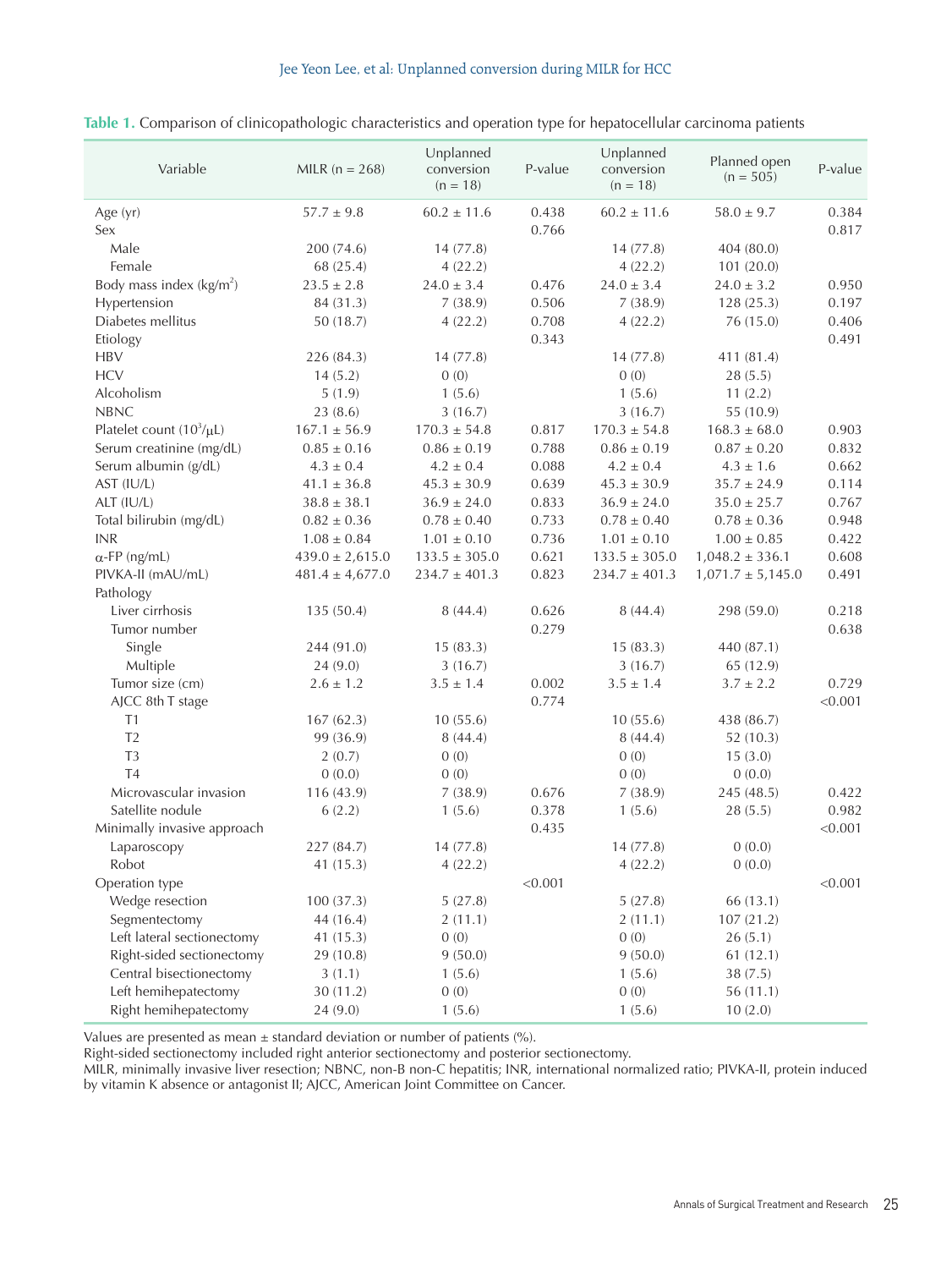**Table 1.** Comparison of clinicopathologic characteristics and operation type for hepatocellular carcinoma patients

| Variable | MILR (n = 268) | Unplanned conversion (n = 18) | P-value | Unplanned conversion (n = 18) | Planned open (n = 505) | P-value |
|---|---|---|---|---|---|---|
| Age (yr) | 57.7 ± 9.8 | 60.2 ± 11.6 | 0.438 | 60.2 ± 11.6 | 58.0 ± 9.7 | 0.384 |
| Sex | | | 0.766 | | | 0.817 |
| Male | 200 (74.6) | 14 (77.8) | | 14 (77.8) | 404 (80.0) | |
| Female | 68 (25.4) | 4 (22.2) | | 4 (22.2) | 101 (20.0) | |
| Body mass index (kg/m$^2$) | 23.5 ± 2.8 | 24.0 ± 3.4 | 0.476 | 24.0 ± 3.4 | 24.0 ± 3.2 | 0.950 |
| Hypertension | 84 (31.3) | 7 (38.9) | 0.506 | 7 (38.9) | 128 (25.3) | 0.197 |
| Diabetes mellitus | 50 (18.7) | 4 (22.2) | 0.708 | 4 (22.2) | 76 (15.0) | 0.406 |
| Etiology | | | 0.343 | | | 0.491 |
| HBV | 226 (84.3) | 14 (77.8) | | 14 (77.8) | 411 (81.4) | |
| HCV | 14 (5.2) | 0 (0) | | 0 (0) | 28 (5.5) | |
| Alcoholism | 5 (1.9) | 1 (5.6) | | 1 (5.6) | 11 (2.2) | |
| NBNC | 23 (8.6) | 3 (16.7) | | 3 (16.7) | 55 (10.9) | |
| Platelet count ($10^3$/μL) | 167.1 ± 56.9 | 170.3 ± 54.8 | 0.817 | 170.3 ± 54.8 | 168.3 ± 68.0 | 0.903 |
| Serum creatinine (mg/dL) | 0.85 ± 0.16 | 0.86 ± 0.19 | 0.788 | 0.86 ± 0.19 | 0.87 ± 0.20 | 0.832 |
| Serum albumin (g/dL) | 4.3 ± 0.4 | 4.2 ± 0.4 | 0.088 | 4.2 ± 0.4 | 4.3 ± 1.6 | 0.662 |
| AST (IU/L) | 41.1 ± 36.8 | 45.3 ± 30.9 | 0.639 | 45.3 ± 30.9 | 35.7 ± 24.9 | 0.114 |
| ALT (IU/L) | 38.8 ± 38.1 | 36.9 ± 24.0 | 0.833 | 36.9 ± 24.0 | 35.0 ± 25.7 | 0.767 |
| Total bilirubin (mg/dL) | 0.82 ± 0.36 | 0.78 ± 0.40 | 0.733 | 0.78 ± 0.40 | 0.78 ± 0.36 | 0.948 |
| INR | 1.08 ± 0.84 | 1.01 ± 0.10 | 0.736 | 1.01 ± 0.10 | 1.00 ± 0.85 | 0.422 |
| α-FP (ng/mL) | 439.0 ± 2,615.0 | 133.5 ± 305.0 | 0.621 | 133.5 ± 305.0 | 1,048.2 ± 336.1 | 0.608 |
| PIVKA-II (mAU/mL) | 481.4 ± 4,677.0 | 234.7 ± 401.3 | 0.823 | 234.7 ± 401.3 | 1,071.7 ± 5,145.0 | 0.491 |
| Pathology | | | | | | |
| Liver cirrhosis | 135 (50.4) | 8 (44.4) | 0.626 | 8 (44.4) | 298 (59.0) | 0.218 |
| Tumor number | | | 0.279 | | | 0.638 |
| Single | 244 (91.0) | 15 (83.3) | | 15 (83.3) | 440 (87.1) | |
| Multiple | 24 (9.0) | 3 (16.7) | | 3 (16.7) | 65 (12.9) | |
| Tumor size (cm) | 2.6 ± 1.2 | 3.5 ± 1.4 | 0.002 | 3.5 ± 1.4 | 3.7 ± 2.2 | 0.729 |
| AJCC 8th T stage | | | 0.774 | | | <0.001 |
| T1 | 167 (62.3) | 10 (55.6) | | 10 (55.6) | 438 (86.7) | |
| T2 | 99 (36.9) | 8 (44.4) | | 8 (44.4) | 52 (10.3) | |
| T3 | 2 (0.7) | 0 (0) | | 0 (0) | 15 (3.0) | |
| T4 | 0 (0.0) | 0 (0) | | 0 (0) | 0 (0.0) | |
| Microvascular invasion | 116 (43.9) | 7 (38.9) | 0.676 | 7 (38.9) | 245 (48.5) | 0.422 |
| Satellite nodule | 6 (2.2) | 1 (5.6) | 0.378 | 1 (5.6) | 28 (5.5) | 0.982 |
| Minimally invasive approach | | | 0.435 | | | <0.001 |
| Laparoscopy | 227 (84.7) | 14 (77.8) | | 14 (77.8) | 0 (0.0) | |
| Robot | 41 (15.3) | 4 (22.2) | | 4 (22.2) | 0 (0.0) | |
| Operation type | | | <0.001 | | | <0.001 |
| Wedge resection | 100 (37.3) | 5 (27.8) | | 5 (27.8) | 66 (13.1) | |
| Segmentectomy | 44 (16.4) | 2 (11.1) | | 2 (11.1) | 107 (21.2) | |
| Left lateral sectionectomy | 41 (15.3) | 0 (0) | | 0 (0) | 26 (5.1) | |
| Right-sided sectionectomy | 29 (10.8) | 9 (50.0) | | 9 (50.0) | 61 (12.1) | |
| Central bisectionectomy | 3 (1.1) | 1 (5.6) | | 1 (5.6) | 38 (7.5) | |
| Left hemihepatectomy | 30 (11.2) | 0 (0) | | 0 (0) | 56 (11.1) | |
| Right hemihepatectomy | 24 (9.0) | 1 (5.6) | | 1 (5.6) | 10 (2.0) | |

Values are presented as mean ± standard deviation or number of patients (%).
Right-sided sectionectomy included right anterior sectionectomy and posterior sectionectomy.
MILR, minimally invasive liver resection; NBNC, non-B non-C hepatitis; INR, international normalized ratio; PIVKA-II, protein induced by vitamin K absence or antagonist II; AJCC, American Joint Committee on Cancer.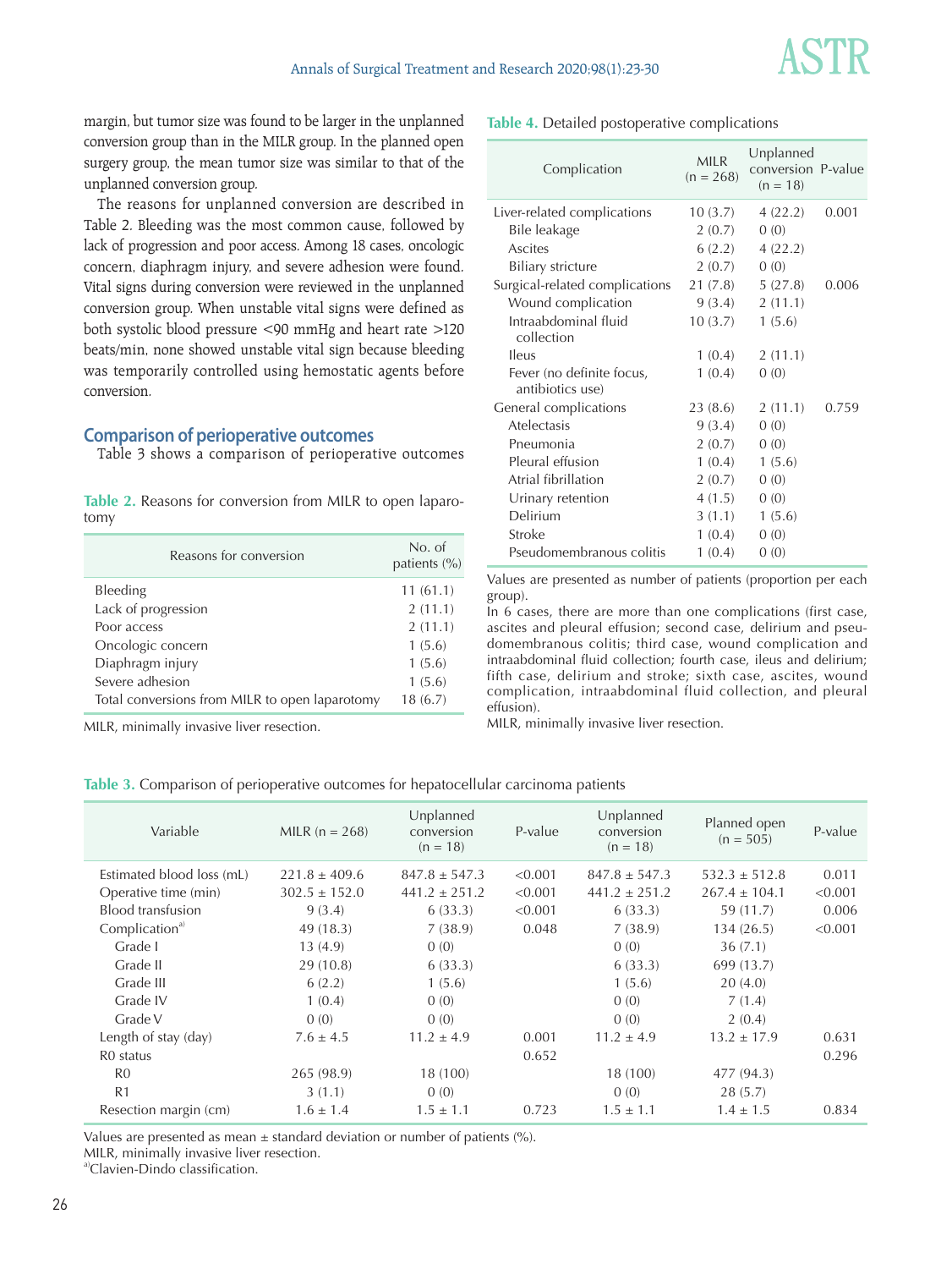margin, but tumor size was found to be larger in the unplanned conversion group than in the MILR group. In the planned open surgery group, the mean tumor size was similar to that of the unplanned conversion group.

The reasons for unplanned conversion are described in Table 2. Bleeding was the most common cause, followed by lack of progression and poor access. Among 18 cases, oncologic concern, diaphragm injury, and severe adhesion were found. Vital signs during conversion were reviewed in the unplanned conversion group. When unstable vital signs were defined as both systolic blood pressure <90 mmHg and heart rate >120 beats/min, none showed unstable vital sign because bleeding was temporarily controlled using hemostatic agents before conversion.

## Comparison of perioperative outcomes

Table 3 shows a comparison of perioperative outcomes

**Table 2.** Reasons for conversion from MILR to open laparotomy

| Reasons for conversion | No. of patients (%) |
|---|---|
| Bleeding | 11 (61.1) |
| Lack of progression | 2 (11.1) |
| Poor access | 2 (11.1) |
| Oncologic concern | 1 (5.6) |
| Diaphragm injury | 1 (5.6) |
| Severe adhesion | 1 (5.6) |
| Total conversions from MILR to open laparotomy | 18 (6.7) |

MILR, minimally invasive liver resection.

**Table 4.** Detailed postoperative complications

| Complication | MILR (n = 268) | Unplanned conversion (n = 18) | P-value |
|---|---|---|---|
| Liver-related complications | 10 (3.7) | 4 (22.2) | 0.001 |
| Bile leakage | 2 (0.7) | 0 (0) | |
| Ascites | 6 (2.2) | 4 (22.2) | |
| Biliary stricture | 2 (0.7) | 0 (0) | |
| Surgical-related complications | 21 (7.8) | 5 (27.8) | 0.006 |
| Wound complication | 9 (3.4) | 2 (11.1) | |
| Intraabdominal fluid collection | 10 (3.7) | 1 (5.6) | |
| Ileus | 1 (0.4) | 2 (11.1) | |
| Fever (no definite focus, antibiotics use) | 1 (0.4) | 0 (0) | |
| General complications | 23 (8.6) | 2 (11.1) | 0.759 |
| Atelectasis | 9 (3.4) | 0 (0) | |
| Pneumonia | 2 (0.7) | 0 (0) | |
| Pleural effusion | 1 (0.4) | 1 (5.6) | |
| Atrial fibrillation | 2 (0.7) | 0 (0) | |
| Urinary retention | 4 (1.5) | 0 (0) | |
| Delirium | 3 (1.1) | 1 (5.6) | |
| Stroke | 1 (0.4) | 0 (0) | |
| Pseudomembranous colitis | 1 (0.4) | 0 (0) | |

Values are presented as number of patients (proportion per each group).

In 6 cases, there are more than one complications (first case, ascites and pleural effusion; second case, delirium and pseudomembranous colitis; third case, wound complication and intraabdominal fluid collection; fourth case, ileus and delirium; fifth case, delirium and stroke; sixth case, ascites, wound complication, intraabdominal fluid collection, and pleural effusion).

MILR, minimally invasive liver resection.

**Table 3.** Comparison of perioperative outcomes for hepatocellular carcinoma patients

| Variable | MILR (n = 268) | Unplanned conversion (n = 18) | P-value | Unplanned conversion (n = 18) | Planned open (n = 505) | P-value |
|---|---|---|---|---|---|---|
| Estimated blood loss (mL) | 221.8 ± 409.6 | 847.8 ± 547.3 | <0.001 | 847.8 ± 547.3 | 532.3 ± 512.8 | 0.011 |
| Operative time (min) | 302.5 ± 152.0 | 441.2 ± 251.2 | <0.001 | 441.2 ± 251.2 | 267.4 ± 104.1 | <0.001 |
| Blood transfusion | 9 (3.4) | 6 (33.3) | <0.001 | 6 (33.3) | 59 (11.7) | 0.006 |
| Complication[a] | 49 (18.3) | 7 (38.9) | 0.048 | 7 (38.9) | 134 (26.5) | <0.001 |
| Grade I | 13 (4.9) | 0 (0) | | 0 (0) | 36 (7.1) | |
| Grade II | 29 (10.8) | 6 (33.3) | | 6 (33.3) | 699 (13.7) | |
| Grade III | 6 (2.2) | 1 (5.6) | | 1 (5.6) | 20 (4.0) | |
| Grade IV | 1 (0.4) | 0 (0) | | 0 (0) | 7 (1.4) | |
| Grade V | 0 (0) | 0 (0) | | 0 (0) | 2 (0.4) | |
| Length of stay (day) | 7.6 ± 4.5 | 11.2 ± 4.9 | 0.001 | 11.2 ± 4.9 | 13.2 ± 17.9 | 0.631 |
| R0 status | | | 0.652 | | | 0.296 |
| R0 | 265 (98.9) | 18 (100) | | 18 (100) | 477 (94.3) | |
| R1 | 3 (1.1) | 0 (0) | | 0 (0) | 28 (5.7) | |
| Resection margin (cm) | 1.6 ± 1.4 | 1.5 ± 1.1 | 0.723 | 1.5 ± 1.1 | 1.4 ± 1.5 | 0.834 |

Values are presented as mean ± standard deviation or number of patients (%).

MILR, minimally invasive liver resection.

[a]Clavien-Dindo classification.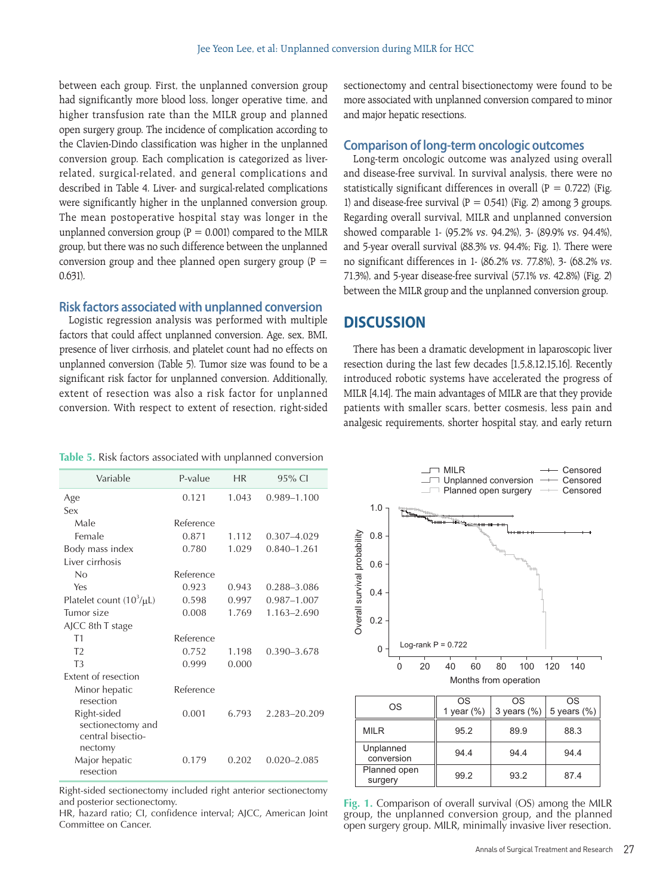between each group. First, the unplanned conversion group had significantly more blood loss, longer operative time, and higher transfusion rate than the MILR group and planned open surgery group. The incidence of complication according to the Clavien-Dindo classification was higher in the unplanned conversion group. Each complication is categorized as liver-related, surgical-related, and general complications and described in Table 4. Liver- and surgical-related complications were significantly higher in the unplanned conversion group. The mean postoperative hospital stay was longer in the unplanned conversion group (P = 0.001) compared to the MILR group, but there was no such difference between the unplanned conversion group and thee planned open surgery group (P = 0.631).

### Risk factors associated with unplanned conversion

Logistic regression analysis was performed with multiple factors that could affect unplanned conversion. Age, sex, BMI, presence of liver cirrhosis, and platelet count had no effects on unplanned conversion (Table 5). Tumor size was found to be a significant risk factor for unplanned conversion. Additionally, extent of resection was also a risk factor for unplanned conversion. With respect to extent of resection, right-sided sectionectomy and central bisectionectomy were found to be more associated with unplanned conversion compared to minor and major hepatic resections.

**Table 5.** Risk factors associated with unplanned conversion

| Variable | P-value | HR | 95% CI |
|---|---|---|---|
| Age | 0.121 | 1.043 | 0.989–1.100 |
| Sex | | | |
| Male | Reference | | |
| Female | 0.871 | 1.112 | 0.307–4.029 |
| Body mass index | 0.780 | 1.029 | 0.840–1.261 |
| Liver cirrhosis | | | |
| No | Reference | | |
| Yes | 0.923 | 0.943 | 0.288–3.086 |
| Platelet count ($10^3$/μL) | 0.598 | 0.997 | 0.987–1.007 |
| Tumor size | 0.008 | 1.769 | 1.163–2.690 |
| AJCC 8th T stage | | | |
| T1 | Reference | | |
| T2 | 0.752 | 1.198 | 0.390–3.678 |
| T3 | 0.999 | 0.000 | |
| Extent of resection | | | |
| Minor hepatic resection | Reference | | |
| Right-sided sectionectomy and central bisectionectomy | 0.001 | 6.793 | 2.283–20.209 |
| Major hepatic resection | 0.179 | 0.202 | 0.020–2.085 |

Right-sided sectionectomy included right anterior sectionectomy and posterior sectionectomy.
HR, hazard ratio; CI, confidence interval; AJCC, American Joint Committee on Cancer.

### Comparison of long-term oncologic outcomes

Long-term oncologic outcome was analyzed using overall and disease-free survival. In survival analysis, there were no statistically significant differences in overall (P = 0.722) (Fig. 1) and disease-free survival (P = 0.541) (Fig. 2) among 3 groups. Regarding overall survival, MILR and unplanned conversion showed comparable 1- (95.2% *vs.* 94.2%), 3- (89.9% *vs.* 94.4%), and 5-year overall survival (88.3% *vs.* 94.4%; Fig. 1). There were no significant differences in 1- (86.2% *vs.* 77.8%), 3- (68.2% *vs.* 71.3%), and 5-year disease-free survival (57.1% *vs.* 42.8%) (Fig. 2) between the MILR group and the unplanned conversion group.

## DISCUSSION

There has been a dramatic development in laparoscopic liver resection during the last few decades [1,5,8,12,15,16]. Recently introduced robotic systems have accelerated the progress of MILR [4,14]. The main advantages of MILR are that they provide patients with smaller scars, better cosmesis, less pain and analgesic requirements, shorter hospital stay, and early return

| OS | OS 1 year (%) | OS 3 years (%) | OS 5 years (%) |
|---|---|---|---|
| MILR | 95.2 | 89.9 | 88.3 |
| Unplanned conversion | 94.4 | 94.4 | 94.4 |
| Planned open surgery | 99.2 | 93.2 | 87.4 |

**Fig. 1.** Comparison of overall survival (OS) among the MILR group, the unplanned conversion group, and the planned open surgery group. MILR, minimally invasive liver resection.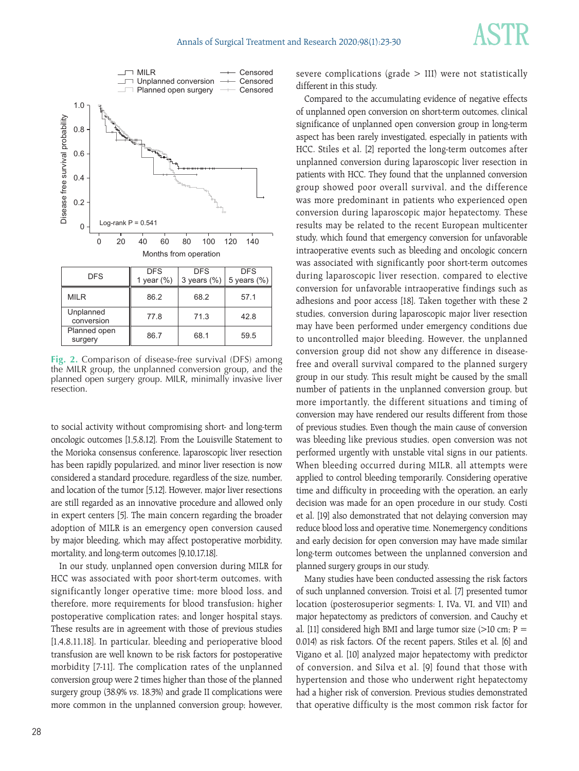| DFS | DFS 1 year (%) | DFS 3 years (%) | DFS 5 years (%) |
|---|---|---|---|
| MILR | 86.2 | 68.2 | 57.1 |
| Unplanned conversion | 77.8 | 71.3 | 42.8 |
| Planned open surgery | 86.7 | 68.1 | 59.5 |

**Fig. 2.** Comparison of disease-free survival (DFS) among the MILR group, the unplanned conversion group, and the planned open surgery group. MILR, minimally invasive liver resection.

to social activity without compromising short- and long-term oncologic outcomes [1,5,8,12]. From the Louisville Statement to the Morioka consensus conference, laparoscopic liver resection has been rapidly popularized, and minor liver resection is now considered a standard procedure, regardless of the size, number, and location of the tumor [5,12]. However, major liver resections are still regarded as an innovative procedure and allowed only in expert centers [5]. The main concern regarding the broader adoption of MILR is an emergency open conversion caused by major bleeding, which may affect postoperative morbidity, mortality, and long-term outcomes [9,10,17,18].

In our study, unplanned open conversion during MILR for HCC was associated with poor short-term outcomes, with significantly longer operative time; more blood loss, and therefore, more requirements for blood transfusion; higher postoperative complication rates; and longer hospital stays. These results are in agreement with those of previous studies [1,4,8,11,18]. In particular, bleeding and perioperative blood transfusion are well known to be risk factors for postoperative morbidity [7-11]. The complication rates of the unplanned conversion group were 2 times higher than those of the planned surgery group (38.9% *vs.* 18.3%) and grade II complications were more common in the unplanned conversion group; however, severe complications (grade > III) were not statistically different in this study.

Compared to the accumulating evidence of negative effects of unplanned open conversion on short-term outcomes, clinical significance of unplanned open conversion group in long-term aspect has been rarely investigated, especially in patients with HCC. Stiles et al. [2] reported the long-term outcomes after unplanned conversion during laparoscopic liver resection in patients with HCC. They found that the unplanned conversion group showed poor overall survival, and the difference was more predominant in patients who experienced open conversion during laparoscopic major hepatectomy. These results may be related to the recent European multicenter study, which found that emergency conversion for unfavorable intraoperative events such as bleeding and oncologic concern was associated with significantly poor short-term outcomes during laparoscopic liver resection, compared to elective conversion for unfavorable intraoperative findings such as adhesions and poor access [18]. Taken together with these 2 studies, conversion during laparoscopic major liver resection may have been performed under emergency conditions due to uncontrolled major bleeding. However, the unplanned conversion group did not show any difference in disease-free and overall survival compared to the planned surgery group in our study. This result might be caused by the small number of patients in the unplanned conversion group, but more importantly, the different situations and timing of conversion may have rendered our results different from those of previous studies. Even though the main cause of conversion was bleeding like previous studies, open conversion was not performed urgently with unstable vital signs in our patients. When bleeding occurred during MILR, all attempts were applied to control bleeding temporarily. Considering operative time and difficulty in proceeding with the operation, an early decision was made for an open procedure in our study. Costi et al. [19] also demonstrated that not delaying conversion may reduce blood loss and operative time. Nonemergency conditions and early decision for open conversion may have made similar long-term outcomes between the unplanned conversion and planned surgery groups in our study.

Many studies have been conducted assessing the risk factors of such unplanned conversion. Troisi et al. [7] presented tumor location (posterosuperior segments: I, IVa, VI, and VII) and major hepatectomy as predictors of conversion, and Cauchy et al. [11] considered high BMI and large tumor size (>10 cm; P = 0.014) as risk factors. Of the recent papers, Stiles et al. [6] and Vigano et al. [10] analyzed major hepatectomy with predictor of conversion, and Silva et al. [9] found that those with hypertension and those who underwent right hepatectomy had a higher risk of conversion. Previous studies demonstrated that operative difficulty is the most common risk factor for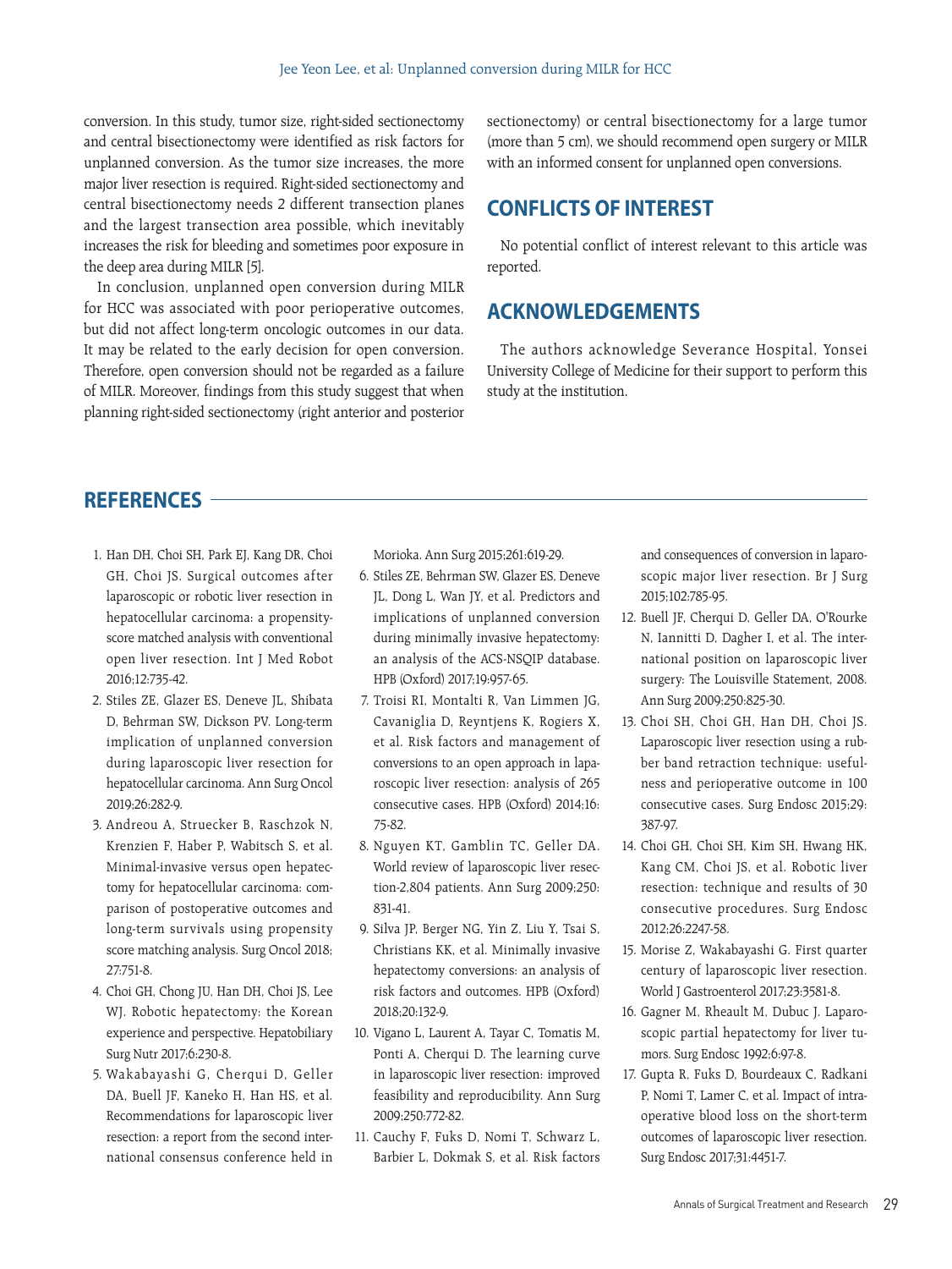conversion. In this study, tumor size, right-sided sectionectomy and central bisectionectomy were identified as risk factors for unplanned conversion. As the tumor size increases, the more major liver resection is required. Right-sided sectionectomy and central bisectionectomy needs 2 different transection planes and the largest transection area possible, which inevitably increases the risk for bleeding and sometimes poor exposure in the deep area during MILR [5].

In conclusion, unplanned open conversion during MILR for HCC was associated with poor perioperative outcomes, but did not affect long-term oncologic outcomes in our data. It may be related to the early decision for open conversion. Therefore, open conversion should not be regarded as a failure of MILR. Moreover, findings from this study suggest that when planning right-sided sectionectomy (right anterior and posterior sectionectomy) or central bisectionectomy for a large tumor (more than 5 cm), we should recommend open surgery or MILR with an informed consent for unplanned open conversions.

## CONFLICTS OF INTEREST

No potential conflict of interest relevant to this article was reported.

## ACKNOWLEDGEMENTS

The authors acknowledge Severance Hospital, Yonsei University College of Medicine for their support to perform this study at the institution.

## REFERENCES

1. Han DH, Choi SH, Park EJ, Kang DR, Choi GH, Choi JS. Surgical outcomes after laparoscopic or robotic liver resection in hepatocellular carcinoma: a propensity-score matched analysis with conventional open liver resection. Int J Med Robot 2016;12:735-42.
2. Stiles ZE, Glazer ES, Deneve JL, Shibata D, Behrman SW, Dickson PV. Long-term implication of unplanned conversion during laparoscopic liver resection for hepatocellular carcinoma. Ann Surg Oncol 2019;26:282-9.
3. Andreou A, Struecker B, Raschzok N, Krenzien F, Haber P, Wabitsch S, et al. Minimal-invasive versus open hepatectomy for hepatocellular carcinoma: comparison of postoperative outcomes and long-term survivals using propensity score matching analysis. Surg Oncol 2018;27:751-8.
4. Choi GH, Chong JU, Han DH, Choi JS, Lee WJ. Robotic hepatectomy: the Korean experience and perspective. Hepatobiliary Surg Nutr 2017;6:230-8.
5. Wakabayashi G, Cherqui D, Geller DA, Buell JF, Kaneko H, Han HS, et al. Recommendations for laparoscopic liver resection: a report from the second international consensus conference held in Morioka. Ann Surg 2015;261:619-29.
6. Stiles ZE, Behrman SW, Glazer ES, Deneve JL, Dong L, Wan JY, et al. Predictors and implications of unplanned conversion during minimally invasive hepatectomy: an analysis of the ACS-NSQIP database. HPB (Oxford) 2017;19:957-65.
7. Troisi RI, Montalti R, Van Limmen JG, Cavaniglia D, Reyntjens K, Rogiers X, et al. Risk factors and management of conversions to an open approach in laparoscopic liver resection: analysis of 265 consecutive cases. HPB (Oxford) 2014;16:75-82.
8. Nguyen KT, Gamblin TC, Geller DA. World review of laparoscopic liver resection-2,804 patients. Ann Surg 2009;250:831-41.
9. Silva JP, Berger NG, Yin Z, Liu Y, Tsai S, Christians KK, et al. Minimally invasive hepatectomy conversions: an analysis of risk factors and outcomes. HPB (Oxford) 2018;20:132-9.
10. Vigano L, Laurent A, Tayar C, Tomatis M, Ponti A, Cherqui D. The learning curve in laparoscopic liver resection: improved feasibility and reproducibility. Ann Surg 2009;250:772-82.
11. Cauchy F, Fuks D, Nomi T, Schwarz L, Barbier L, Dokmak S, et al. Risk factors and consequences of conversion in laparoscopic major liver resection. Br J Surg 2015;102:785-95.
12. Buell JF, Cherqui D, Geller DA, O'Rourke N, Iannitti D, Dagher I, et al. The international position on laparoscopic liver surgery: The Louisville Statement, 2008. Ann Surg 2009;250:825-30.
13. Choi SH, Choi GH, Han DH, Choi JS. Laparoscopic liver resection using a rubber band retraction technique: usefulness and perioperative outcome in 100 consecutive cases. Surg Endosc 2015;29:387-97.
14. Choi GH, Choi SH, Kim SH, Hwang HK, Kang CM, Choi JS, et al. Robotic liver resection: technique and results of 30 consecutive procedures. Surg Endosc 2012;26:2247-58.
15. Morise Z, Wakabayashi G. First quarter century of laparoscopic liver resection. World J Gastroenterol 2017;23:3581-8.
16. Gagner M, Rheault M, Dubuc J. Laparoscopic partial hepatectomy for liver tumors. Surg Endosc 1992;6:97-8.
17. Gupta R, Fuks D, Bourdeaux C, Radkani P, Nomi T, Lamer C, et al. Impact of intraoperative blood loss on the short-term outcomes of laparoscopic liver resection. Surg Endosc 2017;31:4451-7.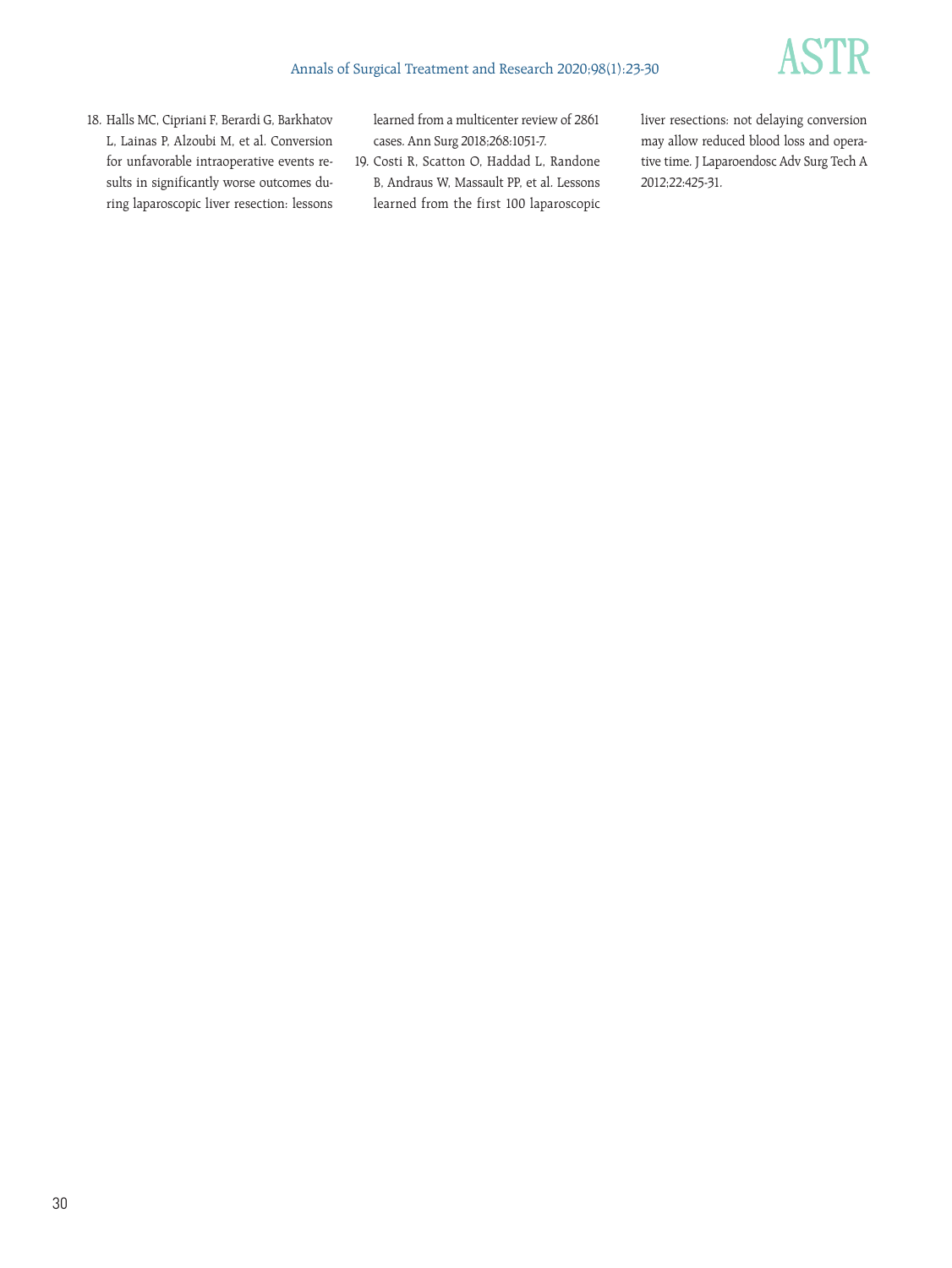18. Halls MC, Cipriani F, Berardi G, Barkhatov L, Lainas P, Alzoubi M, et al. Conversion for unfavorable intraoperative events results in significantly worse outcomes during laparoscopic liver resection: lessons learned from a multicenter review of 2861 cases. Ann Surg 2018;268:1051-7.
19. Costi R, Scatton O, Haddad L, Randone B, Andraus W, Massault PP, et al. Lessons learned from the first 100 laparoscopic liver resections: not delaying conversion may allow reduced blood loss and operative time. J Laparoendosc Adv Surg Tech A 2012;22:425-31.